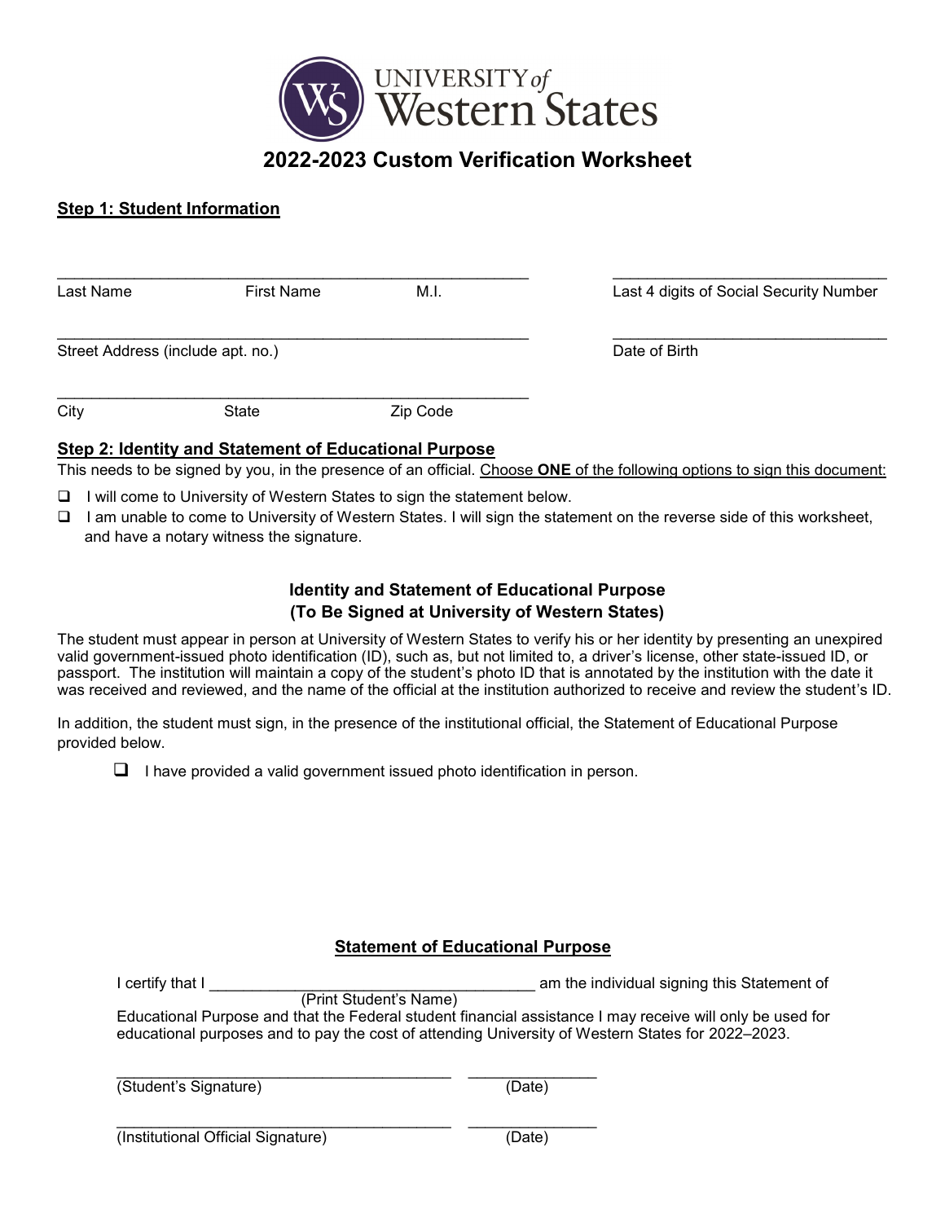UNIVERSITY of Western States

# 2022-2023 Custom Verification Worksheet

**Step 1: Student Information**

_______________________________________________________ &nbsp;&nbsp;&nbsp; ________________________________
Last Name &nbsp;&nbsp;&nbsp;&nbsp; First Name &nbsp;&nbsp;&nbsp;&nbsp; M.I. &nbsp;&nbsp;&nbsp;&nbsp; Last 4 digits of Social Security Number

_______________________________________________________ &nbsp;&nbsp;&nbsp; ________________________________
Street Address (include apt. no.) &nbsp;&nbsp;&nbsp;&nbsp; Date of Birth

_______________________________________________________
City &nbsp;&nbsp;&nbsp;&nbsp; State &nbsp;&nbsp;&nbsp;&nbsp; Zip Code

**Step 2: Identity and Statement of Educational Purpose**

This needs to be signed by you, in the presence of an official. Choose **ONE** of the following options to sign this document:

- ☐ I will come to University of Western States to sign the statement below.
- ☐ I am unable to come to University of Western States. I will sign the statement on the reverse side of this worksheet, and have a notary witness the signature.

**Identity and Statement of Educational Purpose**
**(To Be Signed at University of Western States)**

The student must appear in person at University of Western States to verify his or her identity by presenting an unexpired valid government-issued photo identification (ID), such as, but not limited to, a driver's license, other state-issued ID, or passport. The institution will maintain a copy of the student's photo ID that is annotated by the institution with the date it was received and reviewed, and the name of the official at the institution authorized to receive and review the student's ID.

In addition, the student must sign, in the presence of the institutional official, the Statement of Educational Purpose provided below.

- ☐ I have provided a valid government issued photo identification in person.

**Statement of Educational Purpose**

I certify that I ______________________________________ am the individual signing this Statement of
(Print Student's Name)
Educational Purpose and that the Federal student financial assistance I may receive will only be used for educational purposes and to pay the cost of attending University of Western States for 2022–2023.

_______________________________________ &nbsp;&nbsp; _______________
(Student's Signature) &nbsp;&nbsp;&nbsp;&nbsp; (Date)

_______________________________________ &nbsp;&nbsp; _______________
(Institutional Official Signature) &nbsp;&nbsp;&nbsp;&nbsp; (Date)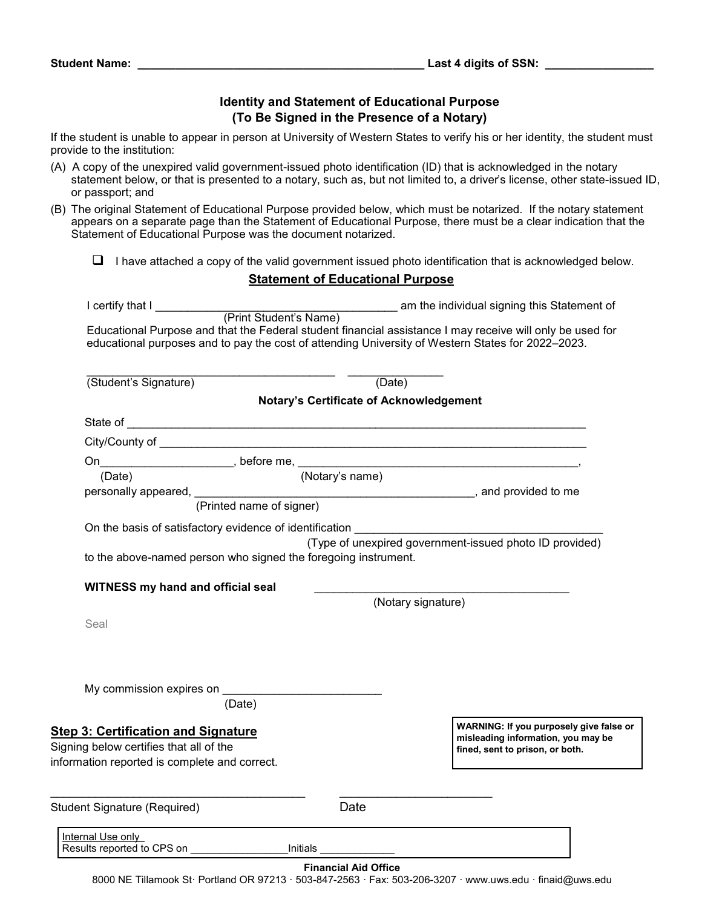**Student Name:** ______________________________________________ **Last 4 digits of SSN:** _________________

### Identity and Statement of Educational Purpose
### (To Be Signed in the Presence of a Notary)

If the student is unable to appear in person at University of Western States to verify his or her identity, the student must provide to the institution:

(A) A copy of the unexpired valid government-issued photo identification (ID) that is acknowledged in the notary statement below, or that is presented to a notary, such as, but not limited to, a driver's license, other state-issued ID, or passport; and

(B) The original Statement of Educational Purpose provided below, which must be notarized. If the notary statement appears on a separate page than the Statement of Educational Purpose, there must be a clear indication that the Statement of Educational Purpose was the document notarized.

- [ ] I have attached a copy of the valid government issued photo identification that is acknowledged below.

**Statement of Educational Purpose**

I certify that I ______________________________________ am the individual signing this Statement of
(Print Student's Name)
Educational Purpose and that the Federal student financial assistance I may receive will only be used for educational purposes and to pay the cost of attending University of Western States for 2022–2023.

________________________________________ _______________
(Student's Signature) (Date)

**Notary's Certificate of Acknowledgement**

State of ___________________________________________________________________________

City/County of _______________________________________________________________________

On____________________, before me, _____________________________________________,
(Date) (Notary's name)

personally appeared, _____________________________________________, and provided to me
(Printed name of signer)

On the basis of satisfactory evidence of identification ________________________________________
(Type of unexpired government-issued photo ID provided)

to the above-named person who signed the foregoing instrument.

**WITNESS my hand and official seal** _________________________________________
(Notary signature)

Seal

My commission expires on _________________________
(Date)

## Step 3: Certification and Signature

Signing below certifies that all of the information reported is complete and correct.

**WARNING: If you purposely give false or misleading information, you may be fined, sent to prison, or both.**

_________________________________________ ________________________
Student Signature (Required) Date

Internal Use only
Results reported to CPS on _________________Initials _____________

**Financial Aid Office**
8000 NE Tillamook St· Portland OR 97213 · 503-847-2563 · Fax: 503-206-3207 · www.uws.edu · finaid@uws.edu